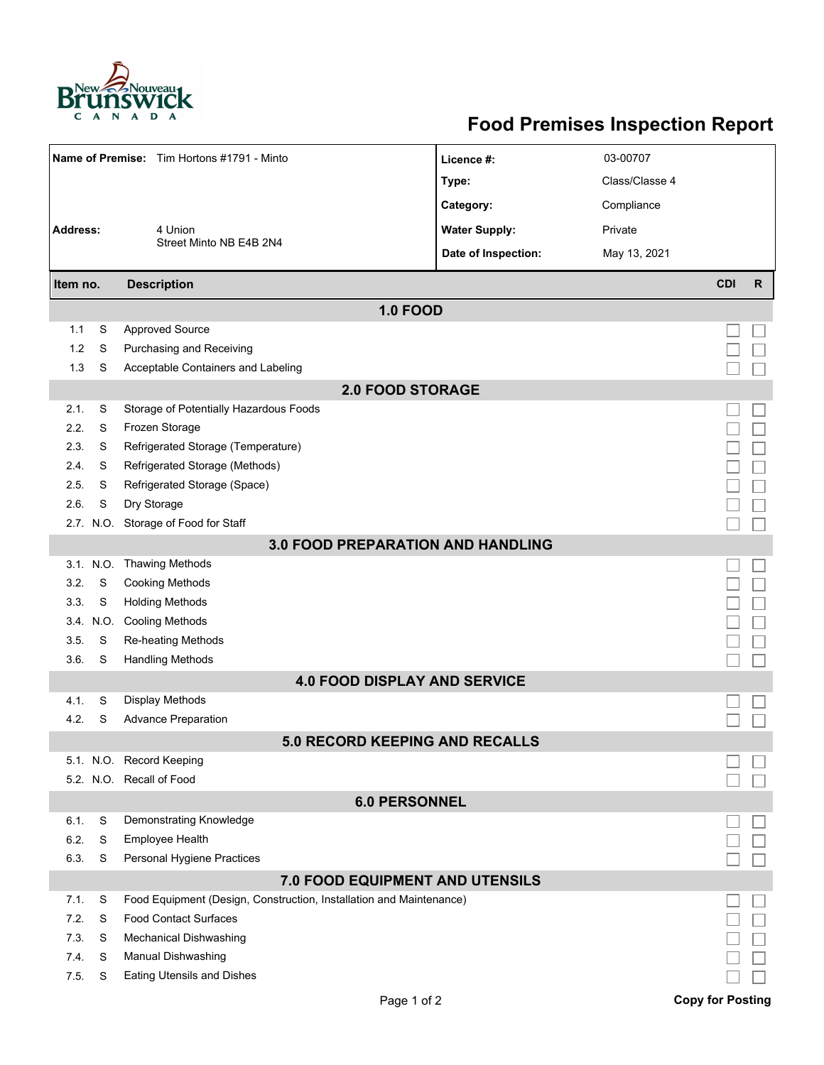# Food Premises Inspection Report

| | | | |
|---|---|---|---|
| **Name of Premise:** | Tim Hortons #1791 - Minto | **Licence #:** | 03-00707 |
| | | **Type:** | Class/Classe 4 |
| | | **Category:** | Compliance |
| **Address:** | 4 Union Street Minto NB E4B 2N4 | **Water Supply:** | Private |
| | | **Date of Inspection:** | May 13, 2021 |

| Item no. | | Description | CDI | R |
|---|---|---|---|---|
| **1.0 FOOD** | | | | |
| 1.1 | S | Approved Source | ☐ | ☐ |
| 1.2 | S | Purchasing and Receiving | ☐ | ☐ |
| 1.3 | S | Acceptable Containers and Labeling | ☐ | ☐ |
| **2.0 FOOD STORAGE** | | | | |
| 2.1. | S | Storage of Potentially Hazardous Foods | ☐ | ☐ |
| 2.2. | S | Frozen Storage | ☐ | ☐ |
| 2.3. | S | Refrigerated Storage (Temperature) | ☐ | ☐ |
| 2.4. | S | Refrigerated Storage (Methods) | ☐ | ☐ |
| 2.5. | S | Refrigerated Storage (Space) | ☐ | ☐ |
| 2.6. | S | Dry Storage | ☐ | ☐ |
| 2.7. | N.O. | Storage of Food for Staff | ☐ | ☐ |
| **3.0 FOOD PREPARATION AND HANDLING** | | | | |
| 3.1. | N.O. | Thawing Methods | ☐ | ☐ |
| 3.2. | S | Cooking Methods | ☐ | ☐ |
| 3.3. | S | Holding Methods | ☐ | ☐ |
| 3.4. | N.O. | Cooling Methods | ☐ | ☐ |
| 3.5. | S | Re-heating Methods | ☐ | ☐ |
| 3.6. | S | Handling Methods | ☐ | ☐ |
| **4.0 FOOD DISPLAY AND SERVICE** | | | | |
| 4.1. | S | Display Methods | ☐ | ☐ |
| 4.2. | S | Advance Preparation | ☐ | ☐ |
| **5.0 RECORD KEEPING AND RECALLS** | | | | |
| 5.1. | N.O. | Record Keeping | ☐ | ☐ |
| 5.2. | N.O. | Recall of Food | ☐ | ☐ |
| **6.0 PERSONNEL** | | | | |
| 6.1. | S | Demonstrating Knowledge | ☐ | ☐ |
| 6.2. | S | Employee Health | ☐ | ☐ |
| 6.3. | S | Personal Hygiene Practices | ☐ | ☐ |
| **7.0 FOOD EQUIPMENT AND UTENSILS** | | | | |
| 7.1. | S | Food Equipment (Design, Construction, Installation and Maintenance) | ☐ | ☐ |
| 7.2. | S | Food Contact Surfaces | ☐ | ☐ |
| 7.3. | S | Mechanical Dishwashing | ☐ | ☐ |
| 7.4. | S | Manual Dishwashing | ☐ | ☐ |
| 7.5. | S | Eating Utensils and Dishes | ☐ | ☐ |

**Copy for Posting**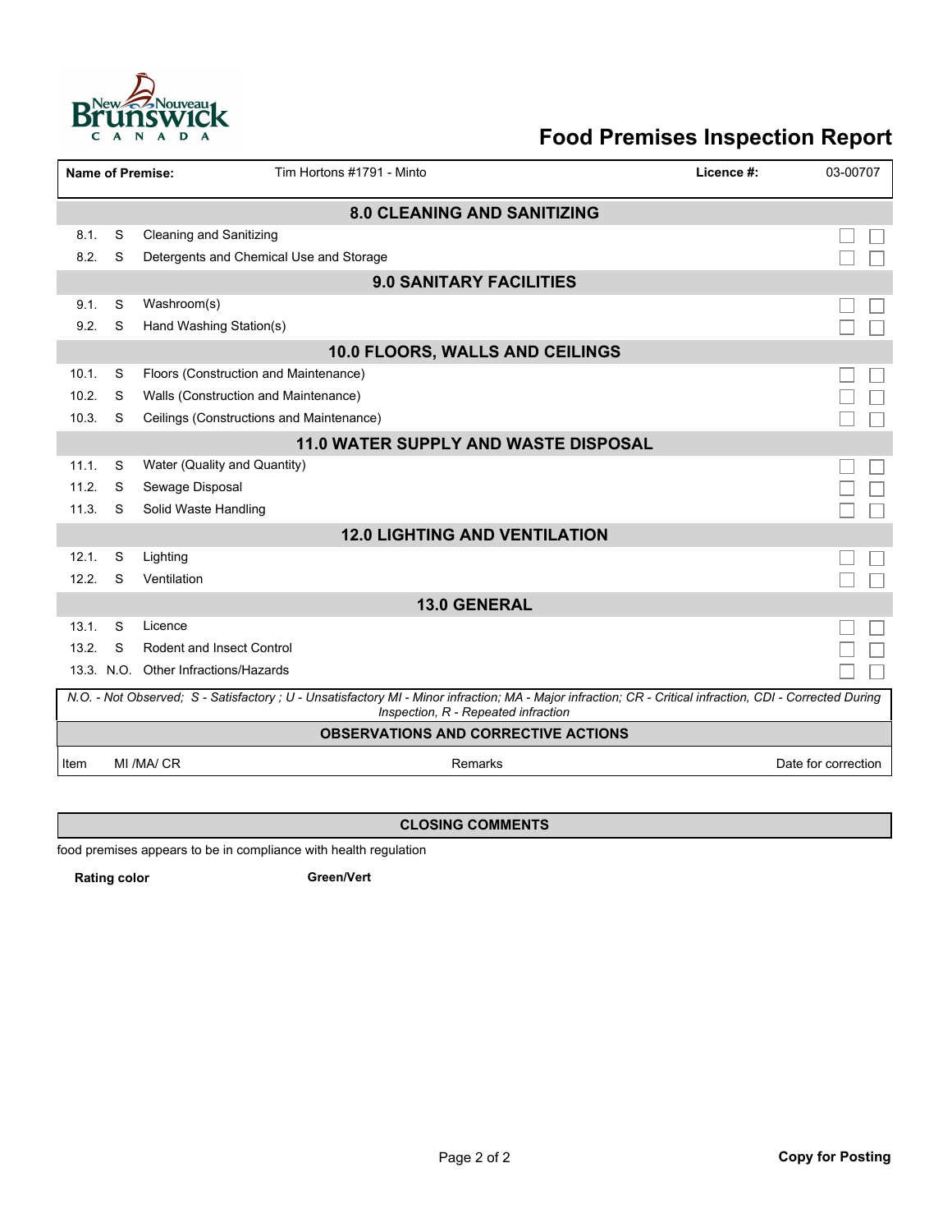# Food Premises Inspection Report

| **Name of Premise:** | Tim Hortons #1791 - Minto | **Licence #:** | 03-00707 |
|---|---|---|---|

| | | | | |
|---|---|---|---|---|
| **8.0 CLEANING AND SANITIZING** | | | | |
| 8.1. | S | Cleaning and Sanitizing | ☐ | ☐ |
| 8.2. | S | Detergents and Chemical Use and Storage | ☐ | ☐ |
| **9.0 SANITARY FACILITIES** | | | | |
| 9.1. | S | Washroom(s) | ☐ | ☐ |
| 9.2. | S | Hand Washing Station(s) | ☐ | ☐ |
| **10.0 FLOORS, WALLS AND CEILINGS** | | | | |
| 10.1. | S | Floors (Construction and Maintenance) | ☐ | ☐ |
| 10.2. | S | Walls (Construction and Maintenance) | ☐ | ☐ |
| 10.3. | S | Ceilings (Constructions and Maintenance) | ☐ | ☐ |
| **11.0 WATER SUPPLY AND WASTE DISPOSAL** | | | | |
| 11.1. | S | Water (Quality and Quantity) | ☐ | ☐ |
| 11.2. | S | Sewage Disposal | ☐ | ☐ |
| 11.3. | S | Solid Waste Handling | ☐ | ☐ |
| **12.0 LIGHTING AND VENTILATION** | | | | |
| 12.1. | S | Lighting | ☐ | ☐ |
| 12.2. | S | Ventilation | ☐ | ☐ |
| **13.0 GENERAL** | | | | |
| 13.1. | S | Licence | ☐ | ☐ |
| 13.2. | S | Rodent and Insect Control | ☐ | ☐ |
| 13.3. | N.O. | Other Infractions/Hazards | ☐ | ☐ |

*N.O. - Not Observed; S - Satisfactory ; U - Unsatisfactory MI - Minor infraction; MA - Major infraction; CR - Critical infraction, CDI - Corrected During Inspection, R - Repeated infraction*

## OBSERVATIONS AND CORRECTIVE ACTIONS

| Item | MI /MA/ CR | Remarks | Date for correction |
|---|---|---|---|

## CLOSING COMMENTS

food premises appears to be in compliance with health regulation

**Rating color** **Green/Vert**

**Copy for Posting**